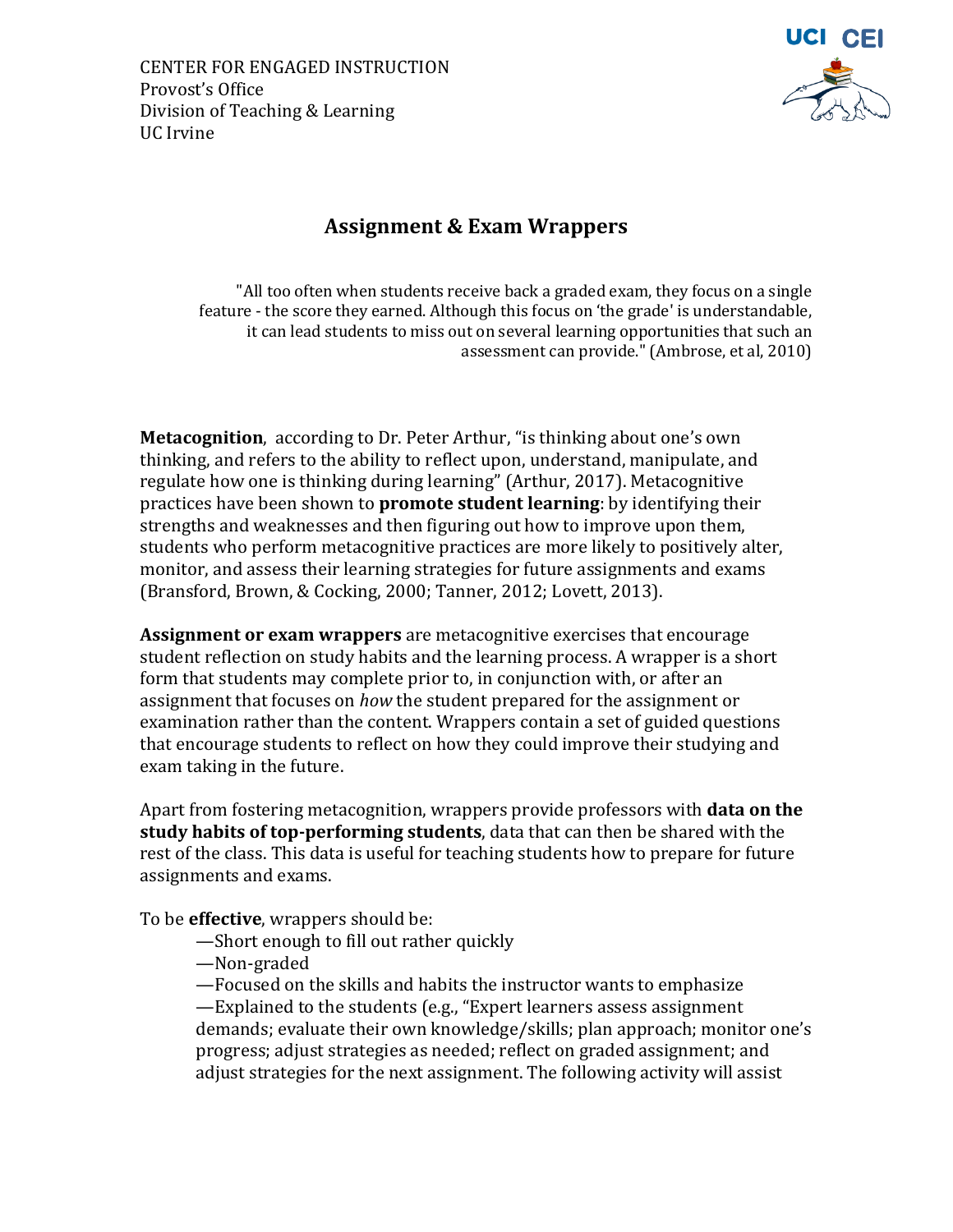CENTER FOR ENGAGED INSTRUCTION
Provost's Office
Division of Teaching & Learning
UC Irvine

# Assignment & Exam Wrappers

> "All too often when students receive back a graded exam, they focus on a single feature - the score they earned. Although this focus on 'the grade' is understandable, it can lead students to miss out on several learning opportunities that such an assessment can provide." (Ambrose, et al, 2010)

**Metacognition**, according to Dr. Peter Arthur, "is thinking about one's own thinking, and refers to the ability to reflect upon, understand, manipulate, and regulate how one is thinking during learning" (Arthur, 2017). Metacognitive practices have been shown to **promote student learning**: by identifying their strengths and weaknesses and then figuring out how to improve upon them, students who perform metacognitive practices are more likely to positively alter, monitor, and assess their learning strategies for future assignments and exams (Bransford, Brown, & Cocking, 2000; Tanner, 2012; Lovett, 2013).

**Assignment or exam wrappers** are metacognitive exercises that encourage student reflection on study habits and the learning process. A wrapper is a short form that students may complete prior to, in conjunction with, or after an assignment that focuses on *how* the student prepared for the assignment or examination rather than the content. Wrappers contain a set of guided questions that encourage students to reflect on how they could improve their studying and exam taking in the future.

Apart from fostering metacognition, wrappers provide professors with **data on the study habits of top-performing students**, data that can then be shared with the rest of the class. This data is useful for teaching students how to prepare for future assignments and exams.

To be **effective**, wrappers should be:

—Short enough to fill out rather quickly
—Non-graded
—Focused on the skills and habits the instructor wants to emphasize
—Explained to the students (e.g., "Expert learners assess assignment demands; evaluate their own knowledge/skills; plan approach; monitor one's progress; adjust strategies as needed; reflect on graded assignment; and adjust strategies for the next assignment. The following activity will assist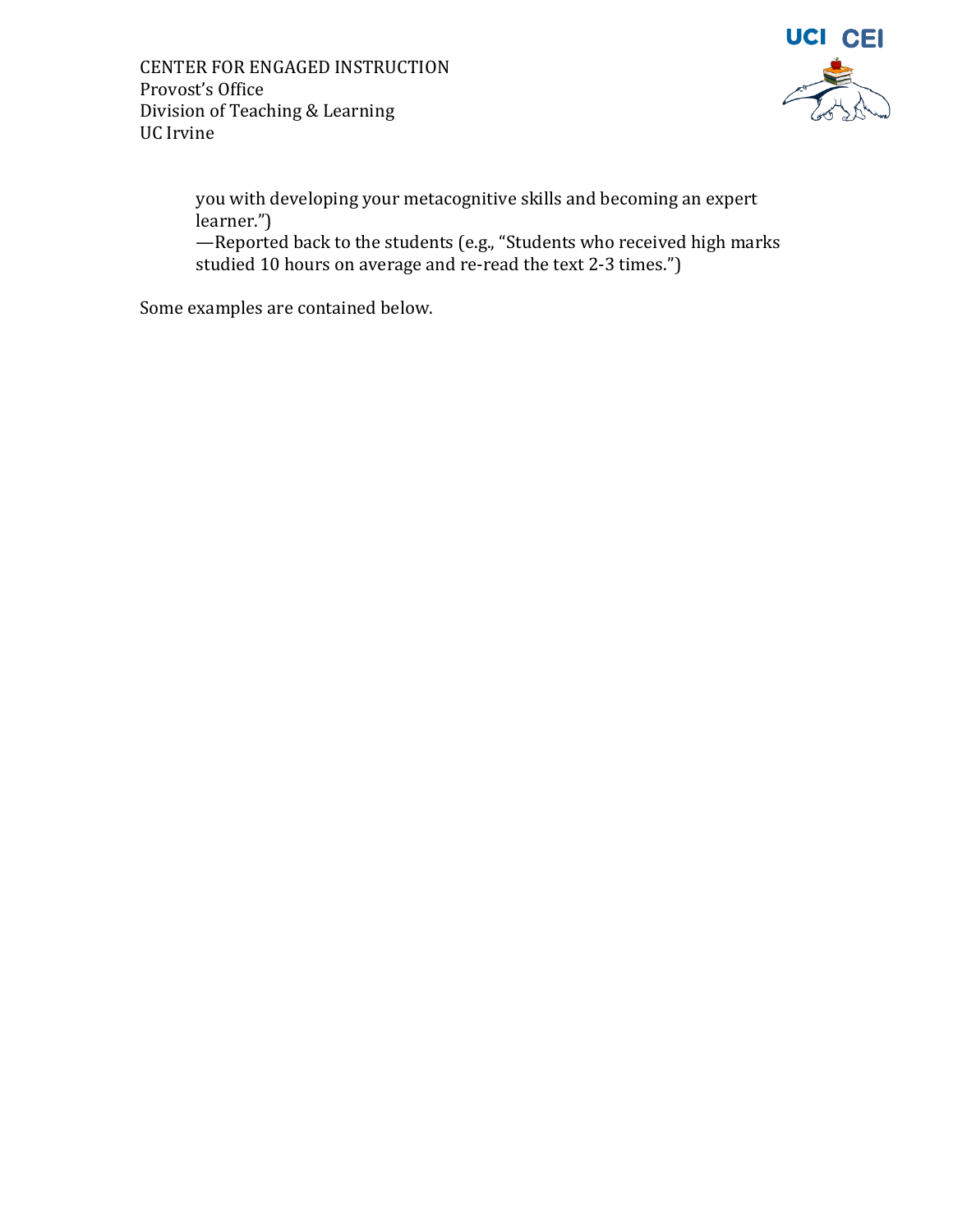you with developing your metacognitive skills and becoming an expert learner.")
—Reported back to the students (e.g., "Students who received high marks studied 10 hours on average and re-read the text 2-3 times.")

Some examples are contained below.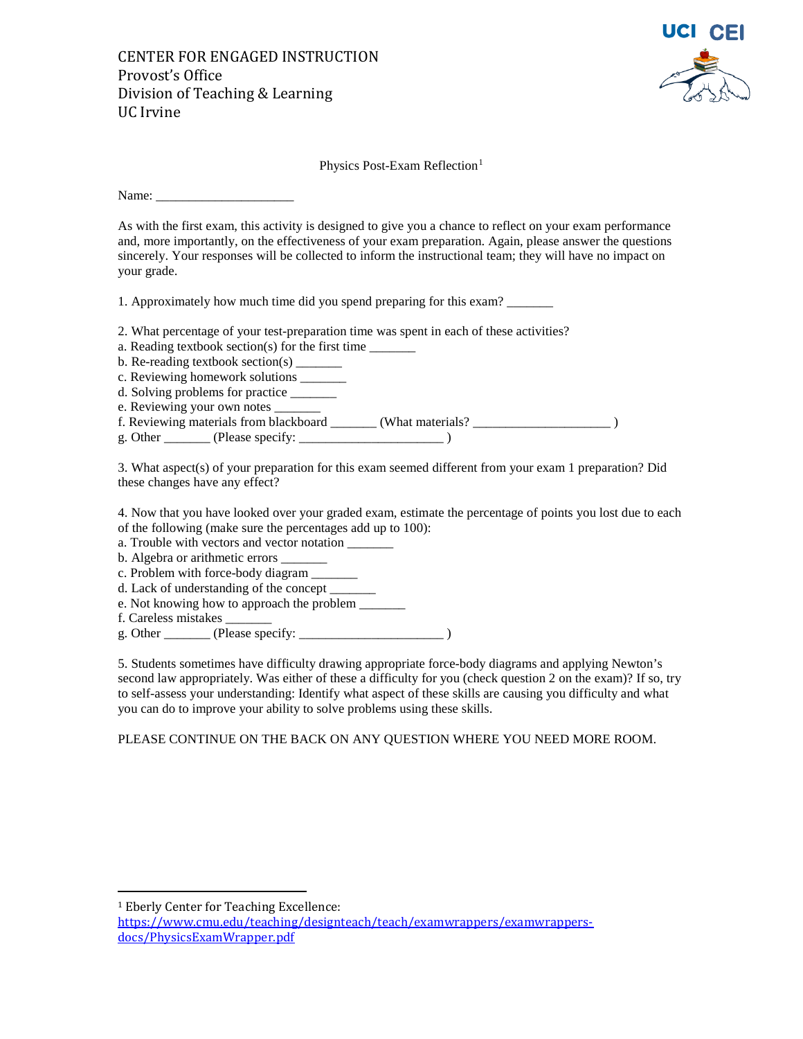CENTER FOR ENGAGED INSTRUCTION
Provost's Office
Division of Teaching & Learning
UC Irvine

Physics Post-Exam Reflection[1]

Name: ____________________

As with the first exam, this activity is designed to give you a chance to reflect on your exam performance and, more importantly, on the effectiveness of your exam preparation. Again, please answer the questions sincerely. Your responses will be collected to inform the instructional team; they will have no impact on your grade.

1. Approximately how much time did you spend preparing for this exam? _______

2. What percentage of your test-preparation time was spent in each of these activities?
a. Reading textbook section(s) for the first time _______
b. Re-reading textbook section(s) _______
c. Reviewing homework solutions _______
d. Solving problems for practice _______
e. Reviewing your own notes _______
f. Reviewing materials from blackboard _______ (What materials? ____________________ )
g. Other _______ (Please specify: _____________________ )

3. What aspect(s) of your preparation for this exam seemed different from your exam 1 preparation? Did these changes have any effect?

4. Now that you have looked over your graded exam, estimate the percentage of points you lost due to each of the following (make sure the percentages add up to 100):
a. Trouble with vectors and vector notation _______
b. Algebra or arithmetic errors _______
c. Problem with force-body diagram _______
d. Lack of understanding of the concept _______
e. Not knowing how to approach the problem _______
f. Careless mistakes _______
g. Other _______ (Please specify: _____________________ )

5. Students sometimes have difficulty drawing appropriate force-body diagrams and applying Newton's second law appropriately. Was either of these a difficulty for you (check question 2 on the exam)? If so, try to self-assess your understanding: Identify what aspect of these skills are causing you difficulty and what you can do to improve your ability to solve problems using these skills.

PLEASE CONTINUE ON THE BACK ON ANY QUESTION WHERE YOU NEED MORE ROOM.

---

[1] Eberly Center for Teaching Excellence: https://www.cmu.edu/teaching/designteach/teach/examwrappers/examwrappers-docs/PhysicsExamWrapper.pdf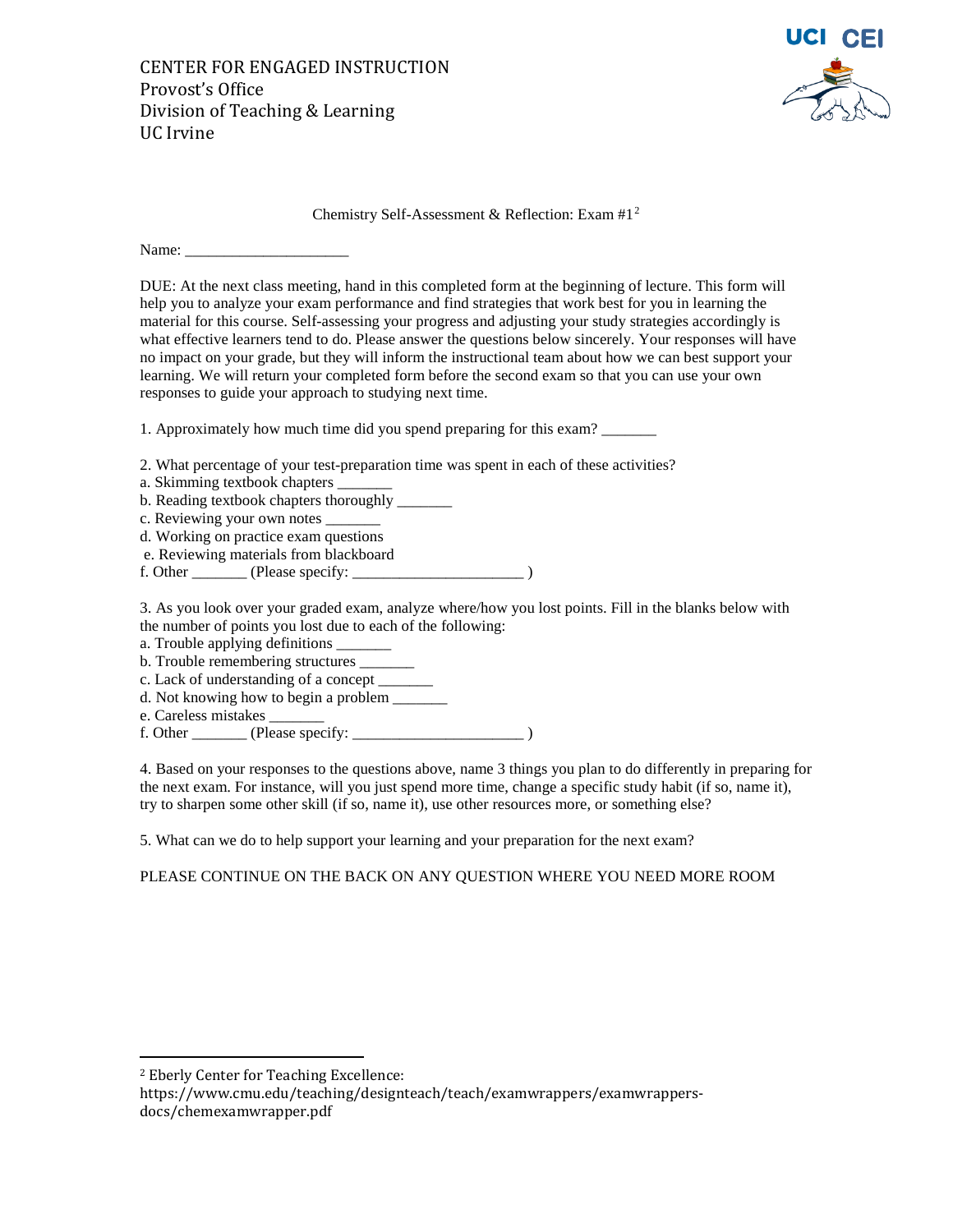CENTER FOR ENGAGED INSTRUCTION
Provost's Office
Division of Teaching & Learning
UC Irvine

Chemistry Self-Assessment & Reflection: Exam #1[2]

Name: ____________________

DUE: At the next class meeting, hand in this completed form at the beginning of lecture. This form will help you to analyze your exam performance and find strategies that work best for you in learning the material for this course. Self-assessing your progress and adjusting your study strategies accordingly is what effective learners tend to do. Please answer the questions below sincerely. Your responses will have no impact on your grade, but they will inform the instructional team about how we can best support your learning. We will return your completed form before the second exam so that you can use your own responses to guide your approach to studying next time.

1. Approximately how much time did you spend preparing for this exam? _______

2. What percentage of your test-preparation time was spent in each of these activities?
a. Skimming textbook chapters _______
b. Reading textbook chapters thoroughly _______
c. Reviewing your own notes _______
d. Working on practice exam questions
e. Reviewing materials from blackboard
f. Other _______ (Please specify: _____________________ )

3. As you look over your graded exam, analyze where/how you lost points. Fill in the blanks below with the number of points you lost due to each of the following:
a. Trouble applying definitions _______
b. Trouble remembering structures _______
c. Lack of understanding of a concept _______
d. Not knowing how to begin a problem _______
e. Careless mistakes _______
f. Other _______ (Please specify: _____________________ )

4. Based on your responses to the questions above, name 3 things you plan to do differently in preparing for the next exam. For instance, will you just spend more time, change a specific study habit (if so, name it), try to sharpen some other skill (if so, name it), use other resources more, or something else?

5. What can we do to help support your learning and your preparation for the next exam?

PLEASE CONTINUE ON THE BACK ON ANY QUESTION WHERE YOU NEED MORE ROOM

---

[2] Eberly Center for Teaching Excellence: https://www.cmu.edu/teaching/designteach/teach/examwrappers/examwrappers-docs/chemexamwrapper.pdf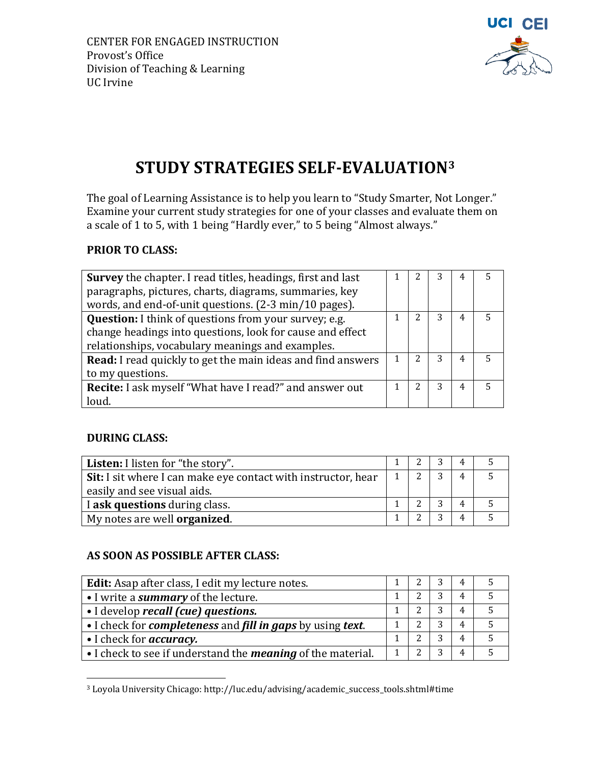CENTER FOR ENGAGED INSTRUCTION
Provost's Office
Division of Teaching & Learning
UC Irvine

# STUDY STRATEGIES SELF-EVALUATION[3]

The goal of Learning Assistance is to help you learn to "Study Smarter, Not Longer." Examine your current study strategies for one of your classes and evaluate them on a scale of 1 to 5, with 1 being "Hardly ever," to 5 being "Almost always."

**PRIOR TO CLASS:**

| | | | | | |
|---|---|---|---|---|---|
| **Survey** the chapter. I read titles, headings, first and last paragraphs, pictures, charts, diagrams, summaries, key words, and end-of-unit questions. (2-3 min/10 pages). | 1 | 2 | 3 | 4 | 5 |
| **Question:** I think of questions from your survey; e.g. change headings into questions, look for cause and effect relationships, vocabulary meanings and examples. | 1 | 2 | 3 | 4 | 5 |
| **Read:** I read quickly to get the main ideas and find answers to my questions. | 1 | 2 | 3 | 4 | 5 |
| **Recite:** I ask myself "What have I read?" and answer out loud. | 1 | 2 | 3 | 4 | 5 |

**DURING CLASS:**

| | | | | | |
|---|---|---|---|---|---|
| **Listen:** I listen for "the story". | 1 | 2 | 3 | 4 | 5 |
| **Sit:** I sit where I can make eye contact with instructor, hear easily and see visual aids. | 1 | 2 | 3 | 4 | 5 |
| I **ask questions** during class. | 1 | 2 | 3 | 4 | 5 |
| My notes are well **organized**. | 1 | 2 | 3 | 4 | 5 |

**AS SOON AS POSSIBLE AFTER CLASS:**

| | | | | | |
|---|---|---|---|---|---|
| **Edit:** Asap after class, I edit my lecture notes. | 1 | 2 | 3 | 4 | 5 |
| • I write a ***summary*** of the lecture. | 1 | 2 | 3 | 4 | 5 |
| • I develop ***recall (cue) questions.*** | 1 | 2 | 3 | 4 | 5 |
| • I check for ***completeness*** and ***fill in gaps*** by using ***text***. | 1 | 2 | 3 | 4 | 5 |
| • I check for ***accuracy.*** | 1 | 2 | 3 | 4 | 5 |
| • I check to see if understand the ***meaning*** of the material. | 1 | 2 | 3 | 4 | 5 |

[3] Loyola University Chicago: http://luc.edu/advising/academic_success_tools.shtml#time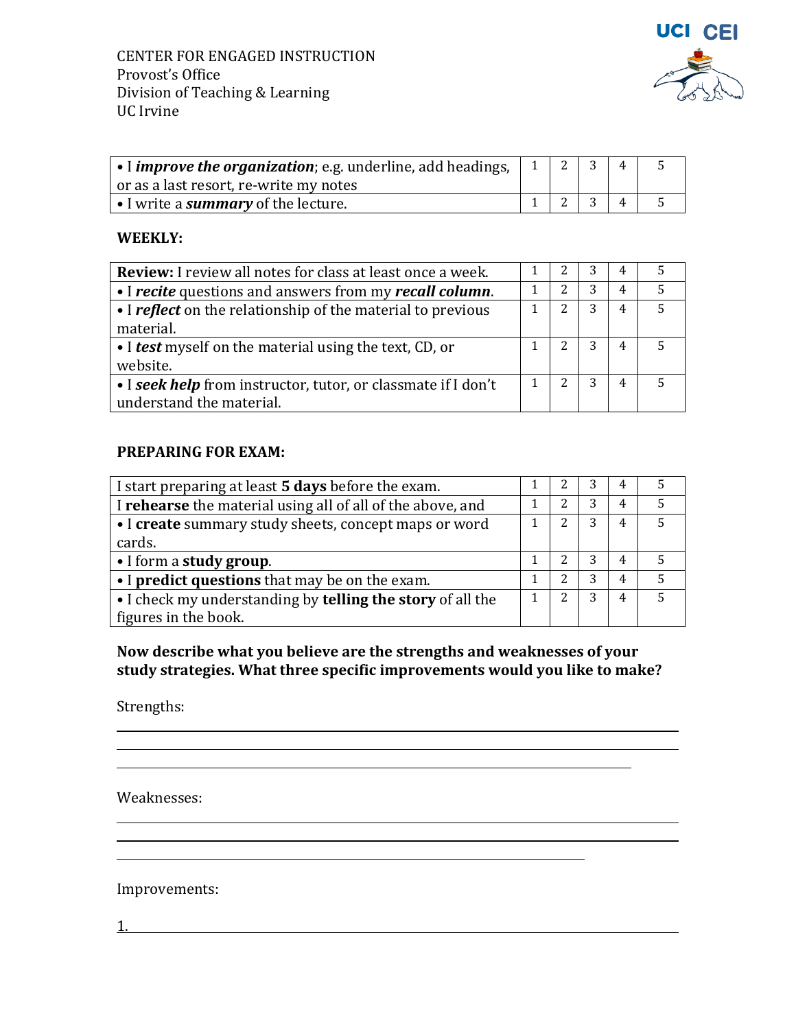CENTER FOR ENGAGED INSTRUCTION
Provost's Office
Division of Teaching & Learning
UC Irvine

| | | | | | |
|---|---|---|---|---|---|
| • I ***improve the organization***; e.g. underline, add headings, or as a last resort, re-write my notes | 1 | 2 | 3 | 4 | 5 |
| • I write a ***summary*** of the lecture. | 1 | 2 | 3 | 4 | 5 |

**WEEKLY:**

| | | | | | |
|---|---|---|---|---|---|
| **Review:** I review all notes for class at least once a week. | 1 | 2 | 3 | 4 | 5 |
| • I ***recite*** questions and answers from my ***recall column***. | 1 | 2 | 3 | 4 | 5 |
| • I ***reflect*** on the relationship of the material to previous material. | 1 | 2 | 3 | 4 | 5 |
| • I ***test*** myself on the material using the text, CD, or website. | 1 | 2 | 3 | 4 | 5 |
| • I ***seek help*** from instructor, tutor, or classmate if I don't understand the material. | 1 | 2 | 3 | 4 | 5 |

**PREPARING FOR EXAM:**

| | | | | | |
|---|---|---|---|---|---|
| I start preparing at least **5 days** before the exam. | 1 | 2 | 3 | 4 | 5 |
| I **rehearse** the material using all of all of the above, and | 1 | 2 | 3 | 4 | 5 |
| • I **create** summary study sheets, concept maps or word cards. | 1 | 2 | 3 | 4 | 5 |
| • I form a **study group**. | 1 | 2 | 3 | 4 | 5 |
| • I **predict questions** that may be on the exam. | 1 | 2 | 3 | 4 | 5 |
| • I check my understanding by **telling the story** of all the figures in the book. | 1 | 2 | 3 | 4 | 5 |

**Now describe what you believe are the strengths and weaknesses of your study strategies. What three specific improvements would you like to make?**

Strengths:

\_\_\_\_\_\_\_\_\_\_\_\_\_\_\_\_\_\_\_\_\_\_\_\_\_\_\_\_\_\_\_\_\_\_\_\_\_\_\_\_\_\_\_\_\_\_\_\_\_\_\_\_\_\_\_\_\_\_\_\_

\_\_\_\_\_\_\_\_\_\_\_\_\_\_\_\_\_\_\_\_\_\_\_\_\_\_\_\_\_\_\_\_\_\_\_\_\_\_\_\_\_\_\_\_\_\_\_\_\_\_\_\_\_\_\_\_\_\_\_\_

\_\_\_\_\_\_\_\_\_\_\_\_\_\_\_\_\_\_\_\_\_\_\_\_\_\_\_\_\_\_\_\_\_\_\_\_\_\_\_\_\_\_\_\_\_\_\_\_\_\_\_\_\_\_\_\_

Weaknesses:

\_\_\_\_\_\_\_\_\_\_\_\_\_\_\_\_\_\_\_\_\_\_\_\_\_\_\_\_\_\_\_\_\_\_\_\_\_\_\_\_\_\_\_\_\_\_\_\_\_\_\_\_\_\_\_\_\_\_\_\_

\_\_\_\_\_\_\_\_\_\_\_\_\_\_\_\_\_\_\_\_\_\_\_\_\_\_\_\_\_\_\_\_\_\_\_\_\_\_\_\_\_\_\_\_\_\_\_\_\_\_\_\_\_\_\_\_\_\_\_\_

\_\_\_\_\_\_\_\_\_\_\_\_\_\_\_\_\_\_\_\_\_\_\_\_\_\_\_\_\_\_\_\_\_\_\_\_\_\_\_\_\_\_\_\_\_\_\_\_\_\_\_\_\_\_\_

Improvements:

1. \_\_\_\_\_\_\_\_\_\_\_\_\_\_\_\_\_\_\_\_\_\_\_\_\_\_\_\_\_\_\_\_\_\_\_\_\_\_\_\_\_\_\_\_\_\_\_\_\_\_\_\_\_\_\_\_\_\_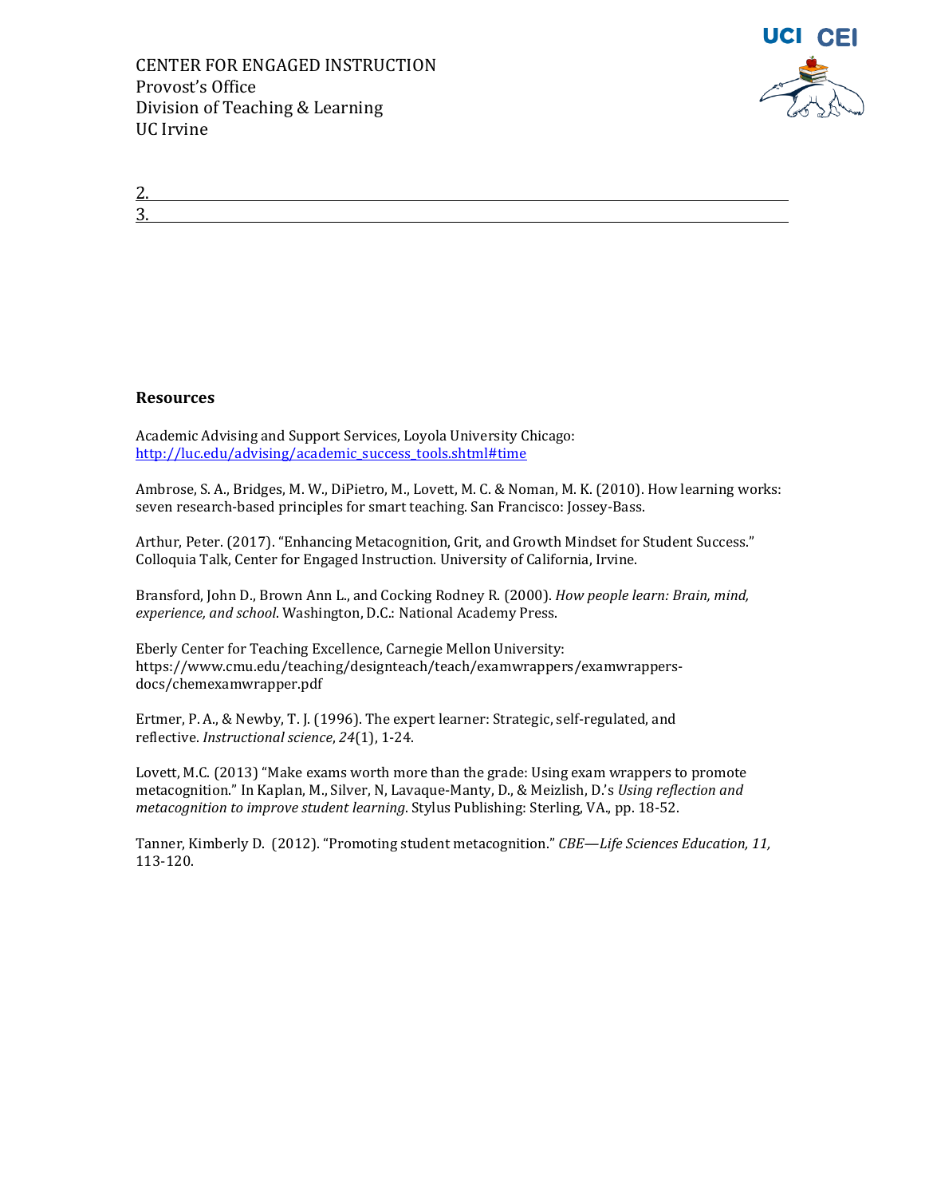2. \_\_\_\_\_\_\_\_\_\_\_\_\_\_\_\_\_\_\_\_\_\_\_\_\_\_\_\_\_\_\_\_\_\_\_\_\_\_\_\_\_\_\_\_\_\_\_\_\_\_\_\_\_\_\_\_\_\_\_\_\_\_\_\_\_\_\_\_\_\_\_\_\_\_\_\_\_\_

3. \_\_\_\_\_\_\_\_\_\_\_\_\_\_\_\_\_\_\_\_\_\_\_\_\_\_\_\_\_\_\_\_\_\_\_\_\_\_\_\_\_\_\_\_\_\_\_\_\_\_\_\_\_\_\_\_\_\_\_\_\_\_\_\_\_\_\_\_\_\_\_\_\_\_\_\_\_\_

**Resources**

Academic Advising and Support Services, Loyola University Chicago: [http://luc.edu/advising/academic_success_tools.shtml#time](http://luc.edu/advising/academic_success_tools.shtml#time)

Ambrose, S. A., Bridges, M. W., DiPietro, M., Lovett, M. C. & Noman, M. K. (2010). How learning works: seven research-based principles for smart teaching. San Francisco: Jossey-Bass.

Arthur, Peter. (2017). "Enhancing Metacognition, Grit, and Growth Mindset for Student Success." Colloquia Talk, Center for Engaged Instruction. University of California, Irvine.

Bransford, John D., Brown Ann L., and Cocking Rodney R. (2000). *How people learn: Brain, mind, experience, and school*. Washington, D.C.: National Academy Press.

Eberly Center for Teaching Excellence, Carnegie Mellon University: https://www.cmu.edu/teaching/designteach/teach/examwrappers/examwrappers-docs/chemexamwrapper.pdf

Ertmer, P. A., & Newby, T. J. (1996). The expert learner: Strategic, self-regulated, and reflective. *Instructional science*, *24*(1), 1-24.

Lovett, M.C. (2013) "Make exams worth more than the grade: Using exam wrappers to promote metacognition." In Kaplan, M., Silver, N, Lavaque-Manty, D., & Meizlish, D.'s *Using reflection and metacognition to improve student learning*. Stylus Publishing: Sterling, VA., pp. 18-52.

Tanner, Kimberly D. (2012). "Promoting student metacognition." *CBE—Life Sciences Education, 11,* 113-120.